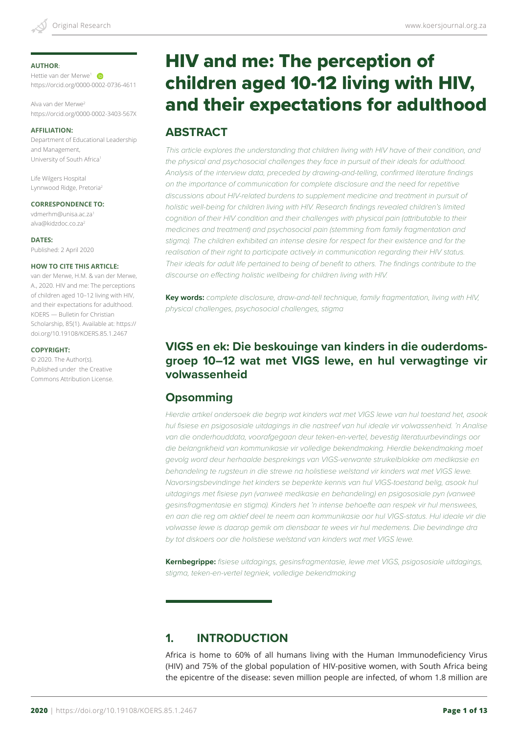**AUTHOR**:

Hettie van der Merwe[1]
https://orcid.org/0000-0002-0736-4611

Alva van der Merwe[2]
https://orcid.org/0000-0002-3403-567X

**AFFILIATION:**

Department of Educational Leadership and Management, University of South Africa[1]

Life Wilgers Hospital
Lynnwood Ridge, Pretoria[2]

**CORRESPONDENCE TO:**

vdmerhm@unisa.ac.za[1]
alva@kidzdoc.co.za[2]

**DATES:**

Published: 2 April 2020

**HOW TO CITE THIS ARTICLE:**

van der Merwe, H.M. & van der Merwe, A., 2020. HIV and me: The perceptions of children aged 10–12 living with HIV, and their expectations for adulthood. KOERS — Bulletin for Christian Scholarship, 85(1). Available at: https://doi.org/10.19108/KOERS.85.1.2467

**COPYRIGHT:**

© 2020. The Author(s). Published under the Creative Commons Attribution License.

# HIV and me: The perception of children aged 10-12 living with HIV, and their expectations for adulthood

## ABSTRACT

*This article explores the understanding that children living with HIV have of their condition, and the physical and psychosocial challenges they face in pursuit of their ideals for adulthood. Analysis of the interview data, preceded by drawing-and-telling, confirmed literature findings on the importance of communication for complete disclosure and the need for repetitive discussions about HIV-related burdens to supplement medicine and treatment in pursuit of holistic well-being for children living with HIV. Research findings revealed children's limited cognition of their HIV condition and their challenges with physical pain (attributable to their medicines and treatment) and psychosocial pain (stemming from family fragmentation and stigma). The children exhibited an intense desire for respect for their existence and for the realisation of their right to participate actively in communication regarding their HIV status. Their ideals for adult life pertained to being of benefit to others. The findings contribute to the discourse on effecting holistic wellbeing for children living with HIV.*

**Key words:** *complete disclosure, draw-and-tell technique, family fragmentation, living with HIV, physical challenges, psychosocial challenges, stigma*

## VIGS en ek: Die beskouinge van kinders in die ouderdomsgroep 10–12 wat met VIGS lewe, en hul verwagtinge vir volwassenheid

## Opsomming

*Hierdie artikel ondersoek die begrip wat kinders wat met VIGS lewe van hul toestand het, asook hul fisiese en psigososiale uitdagings in die nastreef van hul ideale vir volwassenheid. 'n Analise van die onderhouddata, voorafgegaan deur teken-en-vertel, bevestig literatuurbevindings oor die belangrikheid van kommunikasie vir volledige bekendmaking. Hierdie bekendmaking moet gevolg word deur herhaalde besprekings van VIGS-verwante struikelblokke om medikasie en behandeling te rugsteun in die strewe na holistiese welstand vir kinders wat met VIGS lewe. Navorsingsbevindinge het kinders se beperkte kennis van hul VIGS-toestand belig, asook hul uitdagings met fisiese pyn (vanweë medikasie en behandeling) en psigososiale pyn (vanweë gesinsfragmentasie en stigma). Kinders het 'n intense behoefte aan respek vir hul menswees, en aan die reg om aktief deel te neem aan kommunikasie oor hul VIGS-status. Hul ideale vir die volwasse lewe is daarop gemik om diensbaar te wees vir hul medemens. Die bevindinge dra by tot diskoers oor die holistiese welstand van kinders wat met VIGS lewe.*

**Kernbegrippe:** *fisiese uitdagings, gesinsfragmentasie, lewe met VIGS, psigososiale uitdagings, stigma, teken-en-vertel tegniek, volledige bekendmaking*

## 1. INTRODUCTION

Africa is home to 60% of all humans living with the Human Immunodeficiency Virus (HIV) and 75% of the global population of HIV-positive women, with South Africa being the epicentre of the disease: seven million people are infected, of whom 1.8 million are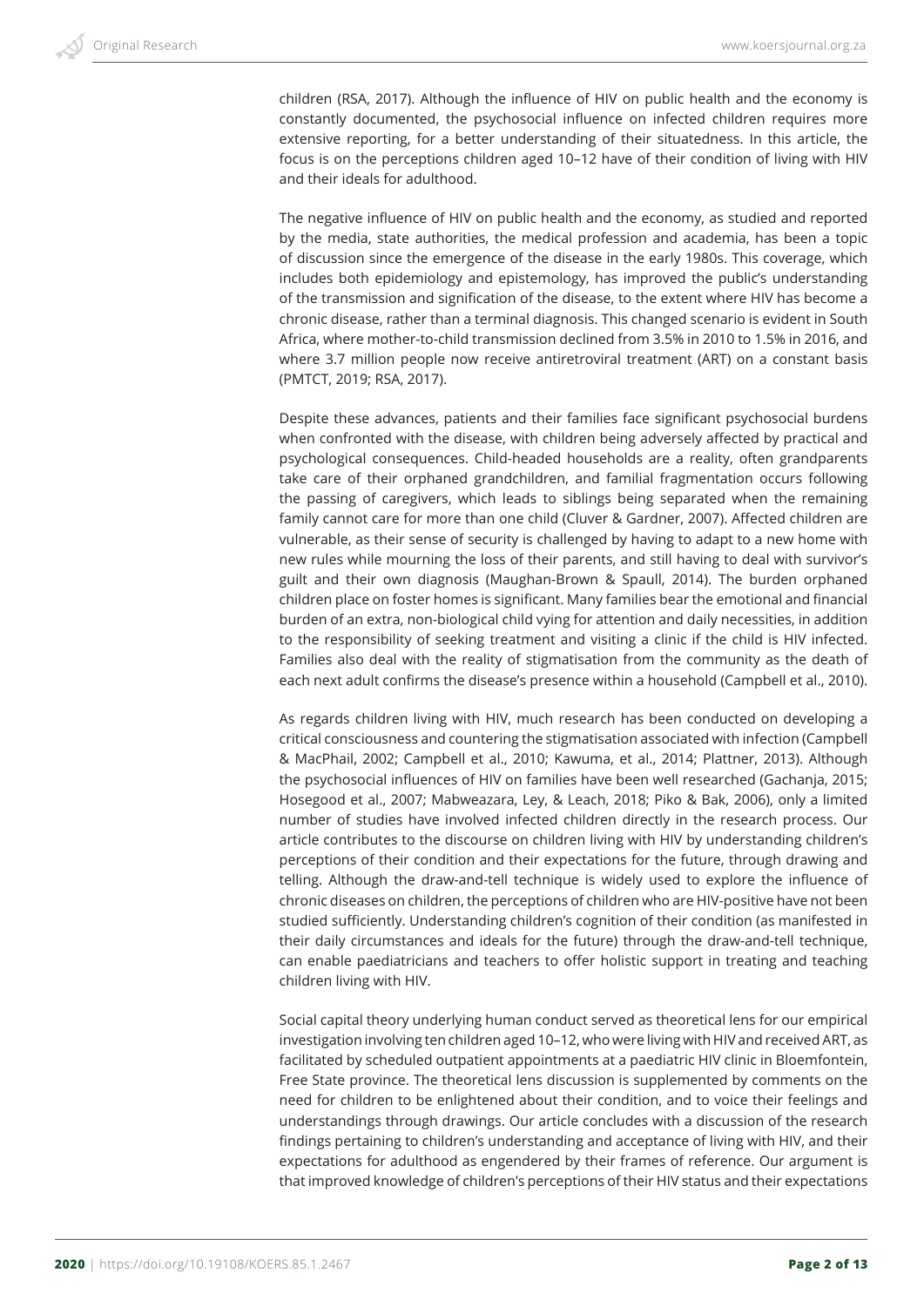children (RSA, 2017). Although the influence of HIV on public health and the economy is constantly documented, the psychosocial influence on infected children requires more extensive reporting, for a better understanding of their situatedness. In this article, the focus is on the perceptions children aged 10–12 have of their condition of living with HIV and their ideals for adulthood.

The negative influence of HIV on public health and the economy, as studied and reported by the media, state authorities, the medical profession and academia, has been a topic of discussion since the emergence of the disease in the early 1980s. This coverage, which includes both epidemiology and epistemology, has improved the public's understanding of the transmission and signification of the disease, to the extent where HIV has become a chronic disease, rather than a terminal diagnosis. This changed scenario is evident in South Africa, where mother-to-child transmission declined from 3.5% in 2010 to 1.5% in 2016, and where 3.7 million people now receive antiretroviral treatment (ART) on a constant basis (PMTCT, 2019; RSA, 2017).

Despite these advances, patients and their families face significant psychosocial burdens when confronted with the disease, with children being adversely affected by practical and psychological consequences. Child-headed households are a reality, often grandparents take care of their orphaned grandchildren, and familial fragmentation occurs following the passing of caregivers, which leads to siblings being separated when the remaining family cannot care for more than one child (Cluver & Gardner, 2007). Affected children are vulnerable, as their sense of security is challenged by having to adapt to a new home with new rules while mourning the loss of their parents, and still having to deal with survivor's guilt and their own diagnosis (Maughan-Brown & Spaull, 2014). The burden orphaned children place on foster homes is significant. Many families bear the emotional and financial burden of an extra, non-biological child vying for attention and daily necessities, in addition to the responsibility of seeking treatment and visiting a clinic if the child is HIV infected. Families also deal with the reality of stigmatisation from the community as the death of each next adult confirms the disease's presence within a household (Campbell et al., 2010).

As regards children living with HIV, much research has been conducted on developing a critical consciousness and countering the stigmatisation associated with infection (Campbell & MacPhail, 2002; Campbell et al., 2010; Kawuma, et al., 2014; Plattner, 2013). Although the psychosocial influences of HIV on families have been well researched (Gachanja, 2015; Hosegood et al., 2007; Mabweazara, Ley, & Leach, 2018; Piko & Bak, 2006), only a limited number of studies have involved infected children directly in the research process. Our article contributes to the discourse on children living with HIV by understanding children's perceptions of their condition and their expectations for the future, through drawing and telling. Although the draw-and-tell technique is widely used to explore the influence of chronic diseases on children, the perceptions of children who are HIV-positive have not been studied sufficiently. Understanding children's cognition of their condition (as manifested in their daily circumstances and ideals for the future) through the draw-and-tell technique, can enable paediatricians and teachers to offer holistic support in treating and teaching children living with HIV.

Social capital theory underlying human conduct served as theoretical lens for our empirical investigation involving ten children aged 10–12, who were living with HIV and received ART, as facilitated by scheduled outpatient appointments at a paediatric HIV clinic in Bloemfontein, Free State province. The theoretical lens discussion is supplemented by comments on the need for children to be enlightened about their condition, and to voice their feelings and understandings through drawings. Our article concludes with a discussion of the research findings pertaining to children's understanding and acceptance of living with HIV, and their expectations for adulthood as engendered by their frames of reference. Our argument is that improved knowledge of children's perceptions of their HIV status and their expectations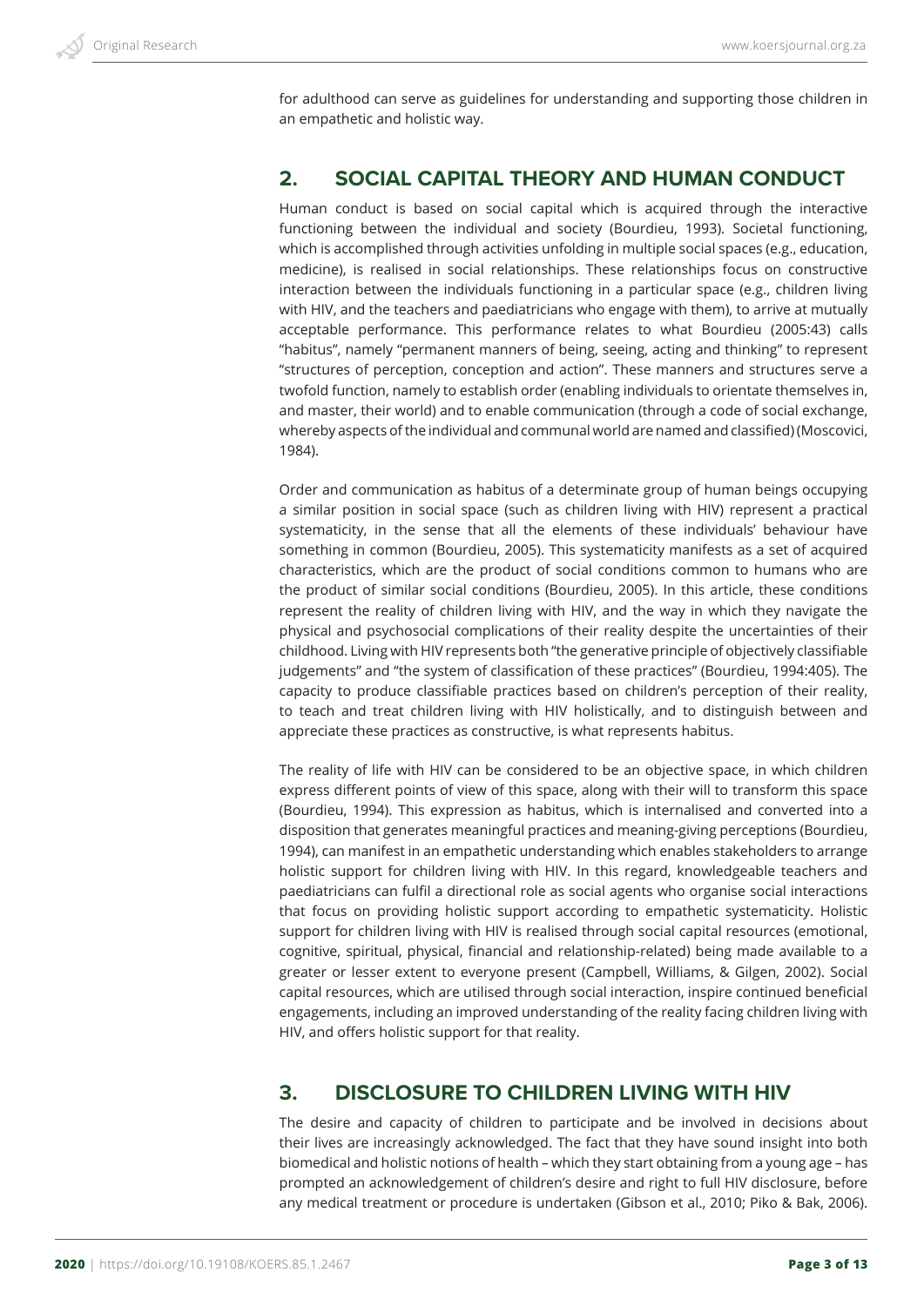for adulthood can serve as guidelines for understanding and supporting those children in an empathetic and holistic way.

## 2. SOCIAL CAPITAL THEORY AND HUMAN CONDUCT

Human conduct is based on social capital which is acquired through the interactive functioning between the individual and society (Bourdieu, 1993). Societal functioning, which is accomplished through activities unfolding in multiple social spaces (e.g., education, medicine), is realised in social relationships. These relationships focus on constructive interaction between the individuals functioning in a particular space (e.g., children living with HIV, and the teachers and paediatricians who engage with them), to arrive at mutually acceptable performance. This performance relates to what Bourdieu (2005:43) calls "habitus", namely "permanent manners of being, seeing, acting and thinking" to represent "structures of perception, conception and action". These manners and structures serve a twofold function, namely to establish order (enabling individuals to orientate themselves in, and master, their world) and to enable communication (through a code of social exchange, whereby aspects of the individual and communal world are named and classified) (Moscovici, 1984).

Order and communication as habitus of a determinate group of human beings occupying a similar position in social space (such as children living with HIV) represent a practical systematicity, in the sense that all the elements of these individuals' behaviour have something in common (Bourdieu, 2005). This systematicity manifests as a set of acquired characteristics, which are the product of social conditions common to humans who are the product of similar social conditions (Bourdieu, 2005). In this article, these conditions represent the reality of children living with HIV, and the way in which they navigate the physical and psychosocial complications of their reality despite the uncertainties of their childhood. Living with HIV represents both "the generative principle of objectively classifiable judgements" and "the system of classification of these practices" (Bourdieu, 1994:405). The capacity to produce classifiable practices based on children's perception of their reality, to teach and treat children living with HIV holistically, and to distinguish between and appreciate these practices as constructive, is what represents habitus.

The reality of life with HIV can be considered to be an objective space, in which children express different points of view of this space, along with their will to transform this space (Bourdieu, 1994). This expression as habitus, which is internalised and converted into a disposition that generates meaningful practices and meaning-giving perceptions (Bourdieu, 1994), can manifest in an empathetic understanding which enables stakeholders to arrange holistic support for children living with HIV. In this regard, knowledgeable teachers and paediatricians can fulfil a directional role as social agents who organise social interactions that focus on providing holistic support according to empathetic systematicity. Holistic support for children living with HIV is realised through social capital resources (emotional, cognitive, spiritual, physical, financial and relationship-related) being made available to a greater or lesser extent to everyone present (Campbell, Williams, & Gilgen, 2002). Social capital resources, which are utilised through social interaction, inspire continued beneficial engagements, including an improved understanding of the reality facing children living with HIV, and offers holistic support for that reality.

## 3. DISCLOSURE TO CHILDREN LIVING WITH HIV

The desire and capacity of children to participate and be involved in decisions about their lives are increasingly acknowledged. The fact that they have sound insight into both biomedical and holistic notions of health – which they start obtaining from a young age – has prompted an acknowledgement of children's desire and right to full HIV disclosure, before any medical treatment or procedure is undertaken (Gibson et al., 2010; Piko & Bak, 2006).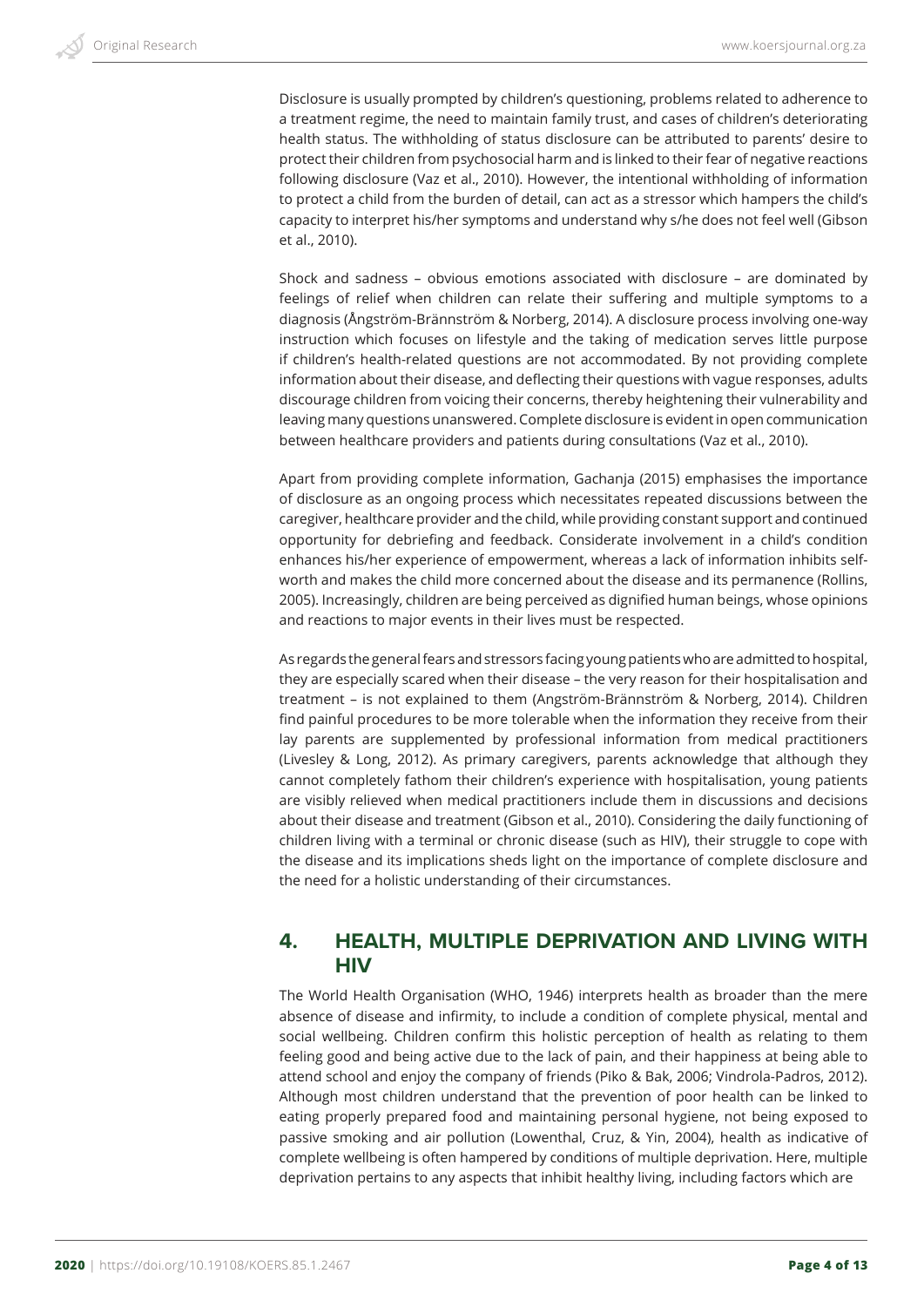Disclosure is usually prompted by children's questioning, problems related to adherence to a treatment regime, the need to maintain family trust, and cases of children's deteriorating health status. The withholding of status disclosure can be attributed to parents' desire to protect their children from psychosocial harm and is linked to their fear of negative reactions following disclosure (Vaz et al., 2010). However, the intentional withholding of information to protect a child from the burden of detail, can act as a stressor which hampers the child's capacity to interpret his/her symptoms and understand why s/he does not feel well (Gibson et al., 2010).

Shock and sadness – obvious emotions associated with disclosure – are dominated by feelings of relief when children can relate their suffering and multiple symptoms to a diagnosis (Ångström-Brännström & Norberg, 2014). A disclosure process involving one-way instruction which focuses on lifestyle and the taking of medication serves little purpose if children's health-related questions are not accommodated. By not providing complete information about their disease, and deflecting their questions with vague responses, adults discourage children from voicing their concerns, thereby heightening their vulnerability and leaving many questions unanswered. Complete disclosure is evident in open communication between healthcare providers and patients during consultations (Vaz et al., 2010).

Apart from providing complete information, Gachanja (2015) emphasises the importance of disclosure as an ongoing process which necessitates repeated discussions between the caregiver, healthcare provider and the child, while providing constant support and continued opportunity for debriefing and feedback. Considerate involvement in a child's condition enhances his/her experience of empowerment, whereas a lack of information inhibits self-worth and makes the child more concerned about the disease and its permanence (Rollins, 2005). Increasingly, children are being perceived as dignified human beings, whose opinions and reactions to major events in their lives must be respected.

As regards the general fears and stressors facing young patients who are admitted to hospital, they are especially scared when their disease – the very reason for their hospitalisation and treatment – is not explained to them (Angström-Brännström & Norberg, 2014). Children find painful procedures to be more tolerable when the information they receive from their lay parents are supplemented by professional information from medical practitioners (Livesley & Long, 2012). As primary caregivers, parents acknowledge that although they cannot completely fathom their children's experience with hospitalisation, young patients are visibly relieved when medical practitioners include them in discussions and decisions about their disease and treatment (Gibson et al., 2010). Considering the daily functioning of children living with a terminal or chronic disease (such as HIV), their struggle to cope with the disease and its implications sheds light on the importance of complete disclosure and the need for a holistic understanding of their circumstances.

## 4. HEALTH, MULTIPLE DEPRIVATION AND LIVING WITH HIV

The World Health Organisation (WHO, 1946) interprets health as broader than the mere absence of disease and infirmity, to include a condition of complete physical, mental and social wellbeing. Children confirm this holistic perception of health as relating to them feeling good and being active due to the lack of pain, and their happiness at being able to attend school and enjoy the company of friends (Piko & Bak, 2006; Vindrola-Padros, 2012). Although most children understand that the prevention of poor health can be linked to eating properly prepared food and maintaining personal hygiene, not being exposed to passive smoking and air pollution (Lowenthal, Cruz, & Yin, 2004), health as indicative of complete wellbeing is often hampered by conditions of multiple deprivation. Here, multiple deprivation pertains to any aspects that inhibit healthy living, including factors which are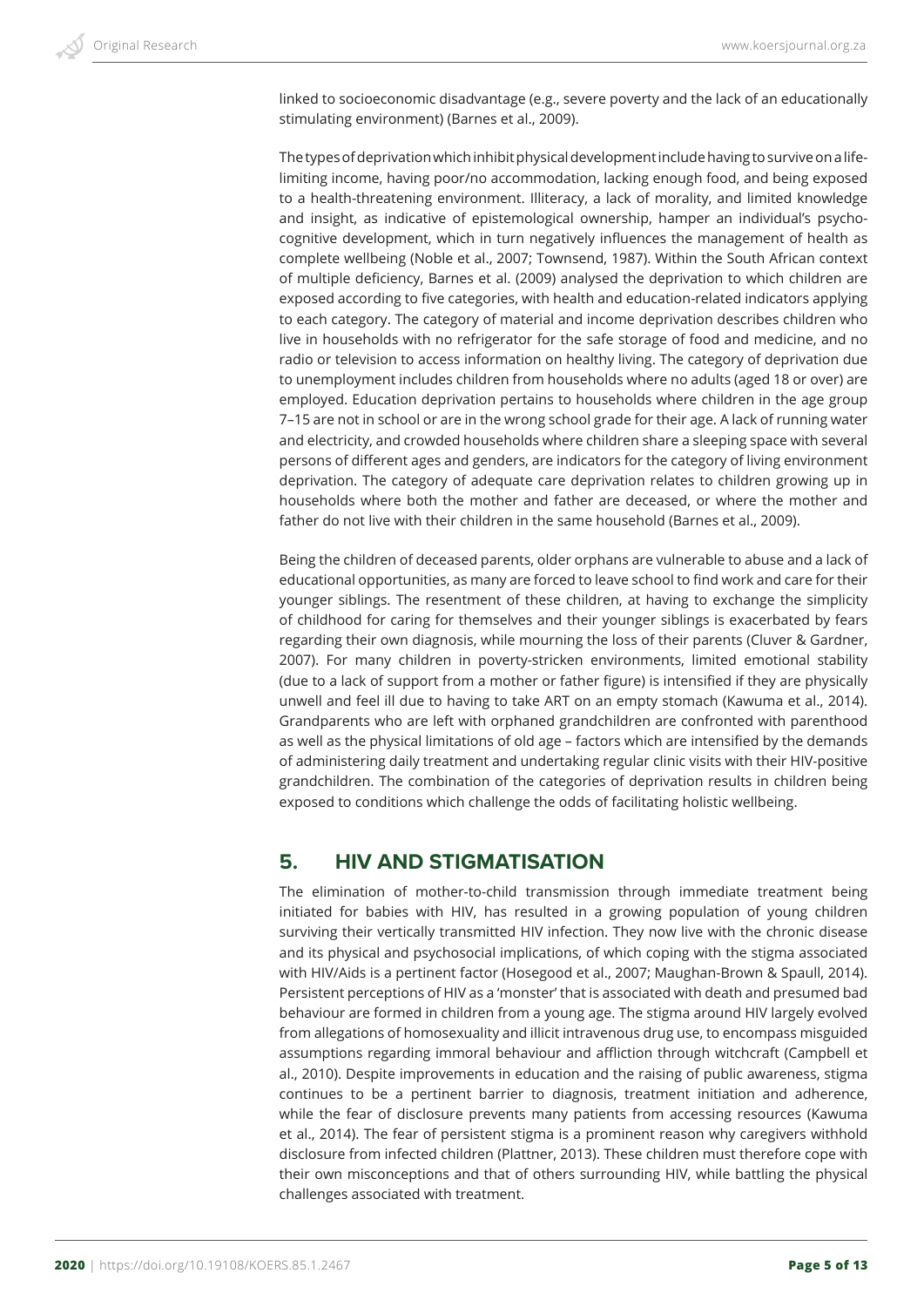linked to socioeconomic disadvantage (e.g., severe poverty and the lack of an educationally stimulating environment) (Barnes et al., 2009).

The types of deprivation which inhibit physical development include having to survive on a life-limiting income, having poor/no accommodation, lacking enough food, and being exposed to a health-threatening environment. Illiteracy, a lack of morality, and limited knowledge and insight, as indicative of epistemological ownership, hamper an individual's psycho-cognitive development, which in turn negatively influences the management of health as complete wellbeing (Noble et al., 2007; Townsend, 1987). Within the South African context of multiple deficiency, Barnes et al. (2009) analysed the deprivation to which children are exposed according to five categories, with health and education-related indicators applying to each category. The category of material and income deprivation describes children who live in households with no refrigerator for the safe storage of food and medicine, and no radio or television to access information on healthy living. The category of deprivation due to unemployment includes children from households where no adults (aged 18 or over) are employed. Education deprivation pertains to households where children in the age group 7–15 are not in school or are in the wrong school grade for their age. A lack of running water and electricity, and crowded households where children share a sleeping space with several persons of different ages and genders, are indicators for the category of living environment deprivation. The category of adequate care deprivation relates to children growing up in households where both the mother and father are deceased, or where the mother and father do not live with their children in the same household (Barnes et al., 2009).

Being the children of deceased parents, older orphans are vulnerable to abuse and a lack of educational opportunities, as many are forced to leave school to find work and care for their younger siblings. The resentment of these children, at having to exchange the simplicity of childhood for caring for themselves and their younger siblings is exacerbated by fears regarding their own diagnosis, while mourning the loss of their parents (Cluver & Gardner, 2007). For many children in poverty-stricken environments, limited emotional stability (due to a lack of support from a mother or father figure) is intensified if they are physically unwell and feel ill due to having to take ART on an empty stomach (Kawuma et al., 2014). Grandparents who are left with orphaned grandchildren are confronted with parenthood as well as the physical limitations of old age – factors which are intensified by the demands of administering daily treatment and undertaking regular clinic visits with their HIV-positive grandchildren. The combination of the categories of deprivation results in children being exposed to conditions which challenge the odds of facilitating holistic wellbeing.

## 5. HIV AND STIGMATISATION

The elimination of mother-to-child transmission through immediate treatment being initiated for babies with HIV, has resulted in a growing population of young children surviving their vertically transmitted HIV infection. They now live with the chronic disease and its physical and psychosocial implications, of which coping with the stigma associated with HIV/Aids is a pertinent factor (Hosegood et al., 2007; Maughan-Brown & Spaull, 2014). Persistent perceptions of HIV as a 'monster' that is associated with death and presumed bad behaviour are formed in children from a young age. The stigma around HIV largely evolved from allegations of homosexuality and illicit intravenous drug use, to encompass misguided assumptions regarding immoral behaviour and affliction through witchcraft (Campbell et al., 2010). Despite improvements in education and the raising of public awareness, stigma continues to be a pertinent barrier to diagnosis, treatment initiation and adherence, while the fear of disclosure prevents many patients from accessing resources (Kawuma et al., 2014). The fear of persistent stigma is a prominent reason why caregivers withhold disclosure from infected children (Plattner, 2013). These children must therefore cope with their own misconceptions and that of others surrounding HIV, while battling the physical challenges associated with treatment.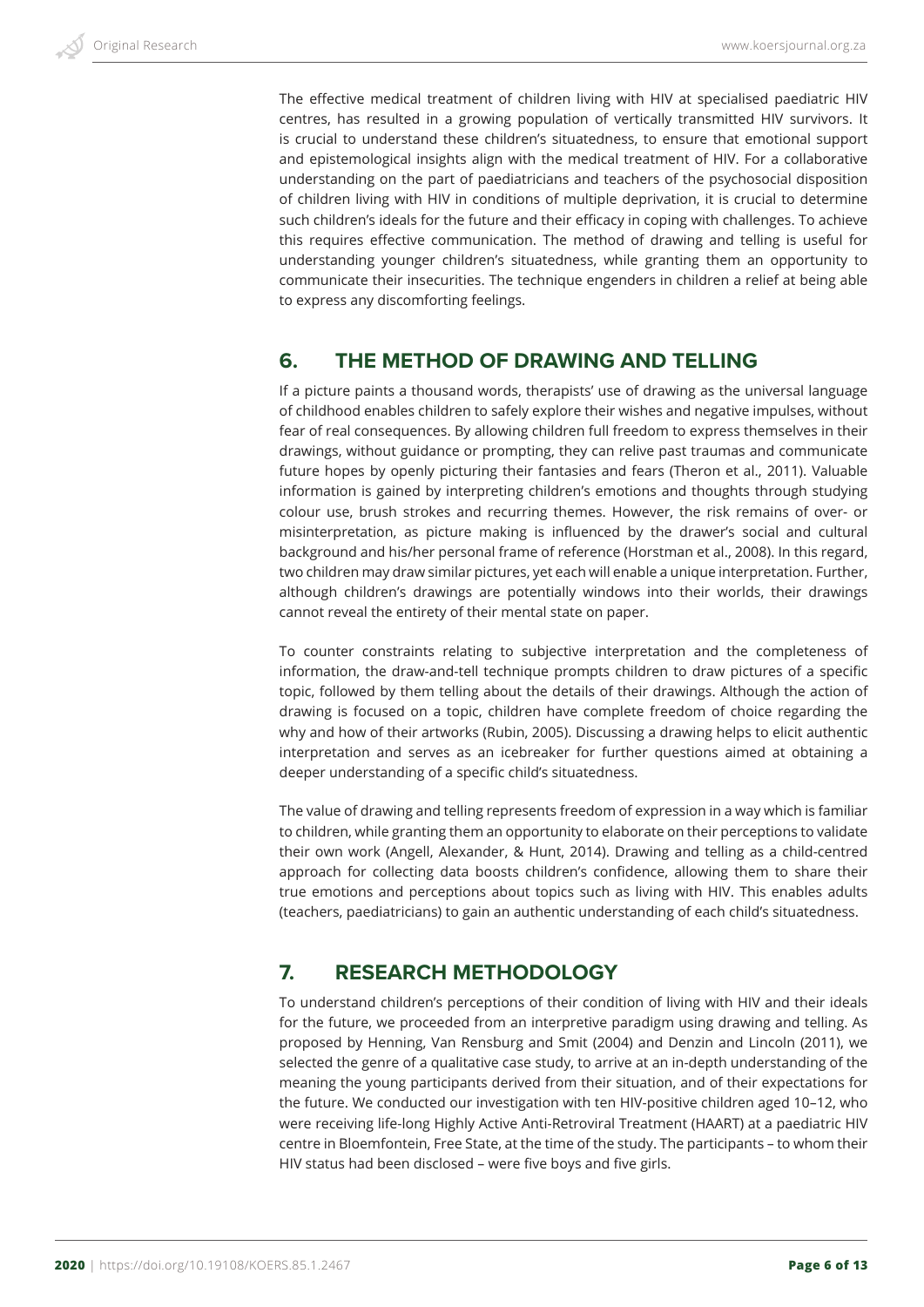The effective medical treatment of children living with HIV at specialised paediatric HIV centres, has resulted in a growing population of vertically transmitted HIV survivors. It is crucial to understand these children's situatedness, to ensure that emotional support and epistemological insights align with the medical treatment of HIV. For a collaborative understanding on the part of paediatricians and teachers of the psychosocial disposition of children living with HIV in conditions of multiple deprivation, it is crucial to determine such children's ideals for the future and their efficacy in coping with challenges. To achieve this requires effective communication. The method of drawing and telling is useful for understanding younger children's situatedness, while granting them an opportunity to communicate their insecurities. The technique engenders in children a relief at being able to express any discomforting feelings.

## 6. THE METHOD OF DRAWING AND TELLING

If a picture paints a thousand words, therapists' use of drawing as the universal language of childhood enables children to safely explore their wishes and negative impulses, without fear of real consequences. By allowing children full freedom to express themselves in their drawings, without guidance or prompting, they can relive past traumas and communicate future hopes by openly picturing their fantasies and fears (Theron et al., 2011). Valuable information is gained by interpreting children's emotions and thoughts through studying colour use, brush strokes and recurring themes. However, the risk remains of over- or misinterpretation, as picture making is influenced by the drawer's social and cultural background and his/her personal frame of reference (Horstman et al., 2008). In this regard, two children may draw similar pictures, yet each will enable a unique interpretation. Further, although children's drawings are potentially windows into their worlds, their drawings cannot reveal the entirety of their mental state on paper.

To counter constraints relating to subjective interpretation and the completeness of information, the draw-and-tell technique prompts children to draw pictures of a specific topic, followed by them telling about the details of their drawings. Although the action of drawing is focused on a topic, children have complete freedom of choice regarding the why and how of their artworks (Rubin, 2005). Discussing a drawing helps to elicit authentic interpretation and serves as an icebreaker for further questions aimed at obtaining a deeper understanding of a specific child's situatedness.

The value of drawing and telling represents freedom of expression in a way which is familiar to children, while granting them an opportunity to elaborate on their perceptions to validate their own work (Angell, Alexander, & Hunt, 2014). Drawing and telling as a child-centred approach for collecting data boosts children's confidence, allowing them to share their true emotions and perceptions about topics such as living with HIV. This enables adults (teachers, paediatricians) to gain an authentic understanding of each child's situatedness.

## 7. RESEARCH METHODOLOGY

To understand children's perceptions of their condition of living with HIV and their ideals for the future, we proceeded from an interpretive paradigm using drawing and telling. As proposed by Henning, Van Rensburg and Smit (2004) and Denzin and Lincoln (2011), we selected the genre of a qualitative case study, to arrive at an in-depth understanding of the meaning the young participants derived from their situation, and of their expectations for the future. We conducted our investigation with ten HIV-positive children aged 10–12, who were receiving life-long Highly Active Anti-Retroviral Treatment (HAART) at a paediatric HIV centre in Bloemfontein, Free State, at the time of the study. The participants – to whom their HIV status had been disclosed – were five boys and five girls.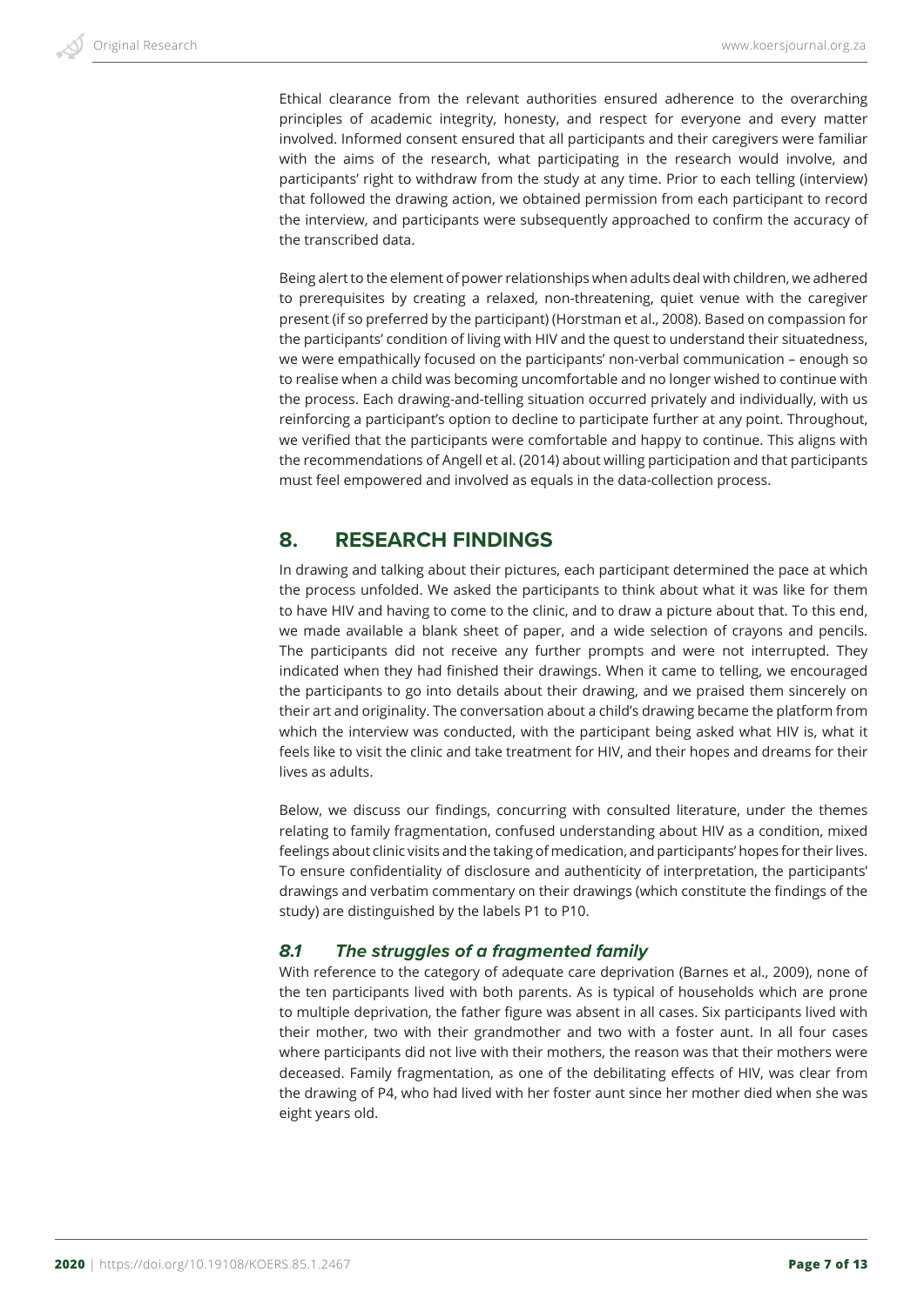Ethical clearance from the relevant authorities ensured adherence to the overarching principles of academic integrity, honesty, and respect for everyone and every matter involved. Informed consent ensured that all participants and their caregivers were familiar with the aims of the research, what participating in the research would involve, and participants' right to withdraw from the study at any time. Prior to each telling (interview) that followed the drawing action, we obtained permission from each participant to record the interview, and participants were subsequently approached to confirm the accuracy of the transcribed data.

Being alert to the element of power relationships when adults deal with children, we adhered to prerequisites by creating a relaxed, non-threatening, quiet venue with the caregiver present (if so preferred by the participant) (Horstman et al., 2008). Based on compassion for the participants' condition of living with HIV and the quest to understand their situatedness, we were empathically focused on the participants' non-verbal communication – enough so to realise when a child was becoming uncomfortable and no longer wished to continue with the process. Each drawing-and-telling situation occurred privately and individually, with us reinforcing a participant's option to decline to participate further at any point. Throughout, we verified that the participants were comfortable and happy to continue. This aligns with the recommendations of Angell et al. (2014) about willing participation and that participants must feel empowered and involved as equals in the data-collection process.

## 8. RESEARCH FINDINGS

In drawing and talking about their pictures, each participant determined the pace at which the process unfolded. We asked the participants to think about what it was like for them to have HIV and having to come to the clinic, and to draw a picture about that. To this end, we made available a blank sheet of paper, and a wide selection of crayons and pencils. The participants did not receive any further prompts and were not interrupted. They indicated when they had finished their drawings. When it came to telling, we encouraged the participants to go into details about their drawing, and we praised them sincerely on their art and originality. The conversation about a child's drawing became the platform from which the interview was conducted, with the participant being asked what HIV is, what it feels like to visit the clinic and take treatment for HIV, and their hopes and dreams for their lives as adults.

Below, we discuss our findings, concurring with consulted literature, under the themes relating to family fragmentation, confused understanding about HIV as a condition, mixed feelings about clinic visits and the taking of medication, and participants' hopes for their lives. To ensure confidentiality of disclosure and authenticity of interpretation, the participants' drawings and verbatim commentary on their drawings (which constitute the findings of the study) are distinguished by the labels P1 to P10.

### *8.1 The struggles of a fragmented family*

With reference to the category of adequate care deprivation (Barnes et al., 2009), none of the ten participants lived with both parents. As is typical of households which are prone to multiple deprivation, the father figure was absent in all cases. Six participants lived with their mother, two with their grandmother and two with a foster aunt. In all four cases where participants did not live with their mothers, the reason was that their mothers were deceased. Family fragmentation, as one of the debilitating effects of HIV, was clear from the drawing of P4, who had lived with her foster aunt since her mother died when she was eight years old.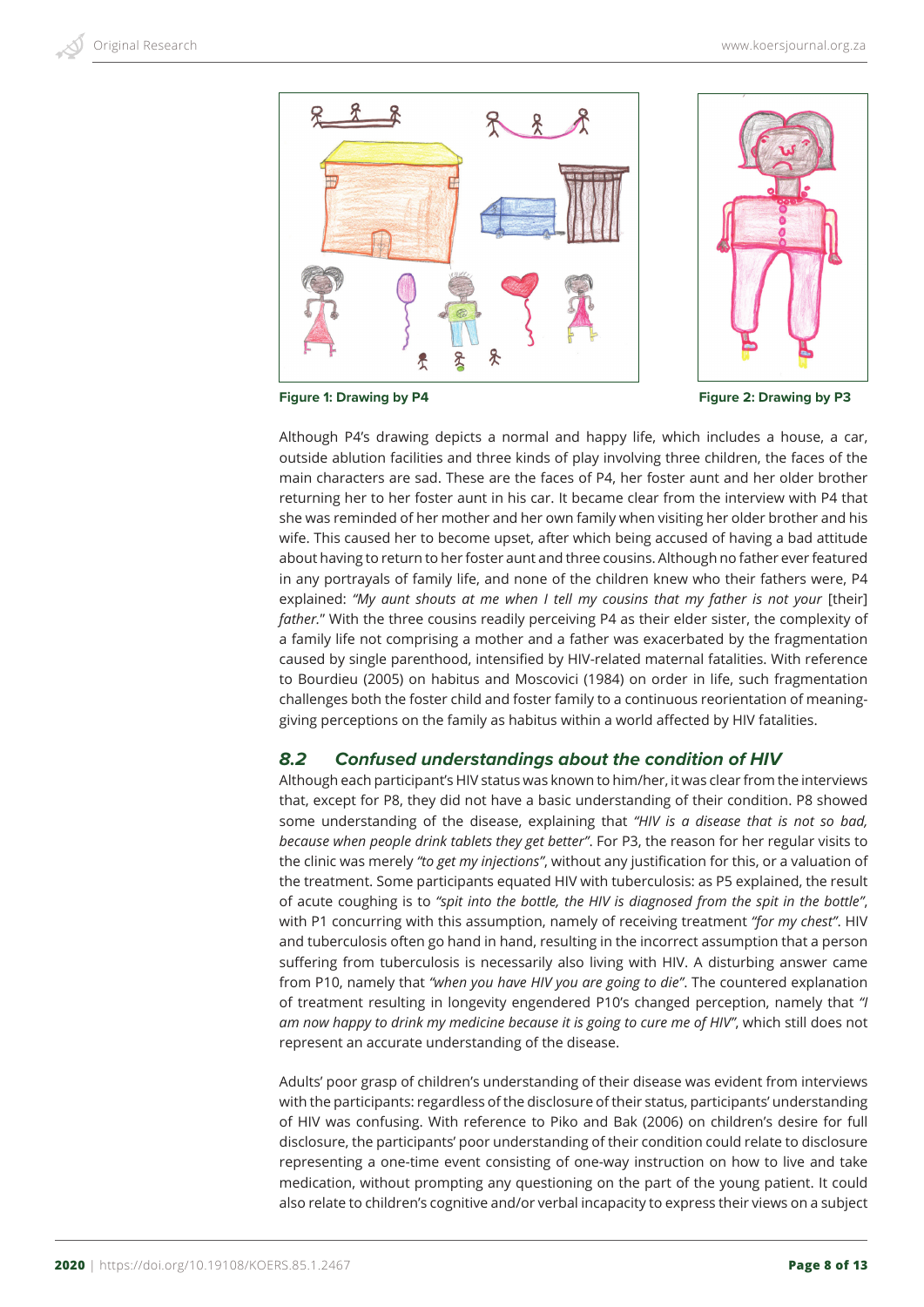Figure 1: Drawing by P4

Figure 2: Drawing by P3

Although P4's drawing depicts a normal and happy life, which includes a house, a car, outside ablution facilities and three kinds of play involving three children, the faces of the main characters are sad. These are the faces of P4, her foster aunt and her older brother returning her to her foster aunt in his car. It became clear from the interview with P4 that she was reminded of her mother and her own family when visiting her older brother and his wife. This caused her to become upset, after which being accused of having a bad attitude about having to return to her foster aunt and three cousins. Although no father ever featured in any portrayals of family life, and none of the children knew who their fathers were, P4 explained: *"My aunt shouts at me when I tell my cousins that my father is not your* [their] *father."* With the three cousins readily perceiving P4 as their elder sister, the complexity of a family life not comprising a mother and a father was exacerbated by the fragmentation caused by single parenthood, intensified by HIV-related maternal fatalities. With reference to Bourdieu (2005) on habitus and Moscovici (1984) on order in life, such fragmentation challenges both the foster child and foster family to a continuous reorientation of meaning-giving perceptions on the family as habitus within a world affected by HIV fatalities.

## 8.2 Confused understandings about the condition of HIV

Although each participant's HIV status was known to him/her, it was clear from the interviews that, except for P8, they did not have a basic understanding of their condition. P8 showed some understanding of the disease, explaining that *"HIV is a disease that is not so bad, because when people drink tablets they get better"*. For P3, the reason for her regular visits to the clinic was merely *"to get my injections"*, without any justification for this, or a valuation of the treatment. Some participants equated HIV with tuberculosis: as P5 explained, the result of acute coughing is to *"spit into the bottle, the HIV is diagnosed from the spit in the bottle"*, with P1 concurring with this assumption, namely of receiving treatment *"for my chest"*. HIV and tuberculosis often go hand in hand, resulting in the incorrect assumption that a person suffering from tuberculosis is necessarily also living with HIV. A disturbing answer came from P10, namely that *"when you have HIV you are going to die"*. The countered explanation of treatment resulting in longevity engendered P10's changed perception, namely that *"I am now happy to drink my medicine because it is going to cure me of HIV"*, which still does not represent an accurate understanding of the disease.

Adults' poor grasp of children's understanding of their disease was evident from interviews with the participants: regardless of the disclosure of their status, participants' understanding of HIV was confusing. With reference to Piko and Bak (2006) on children's desire for full disclosure, the participants' poor understanding of their condition could relate to disclosure representing a one-time event consisting of one-way instruction on how to live and take medication, without prompting any questioning on the part of the young patient. It could also relate to children's cognitive and/or verbal incapacity to express their views on a subject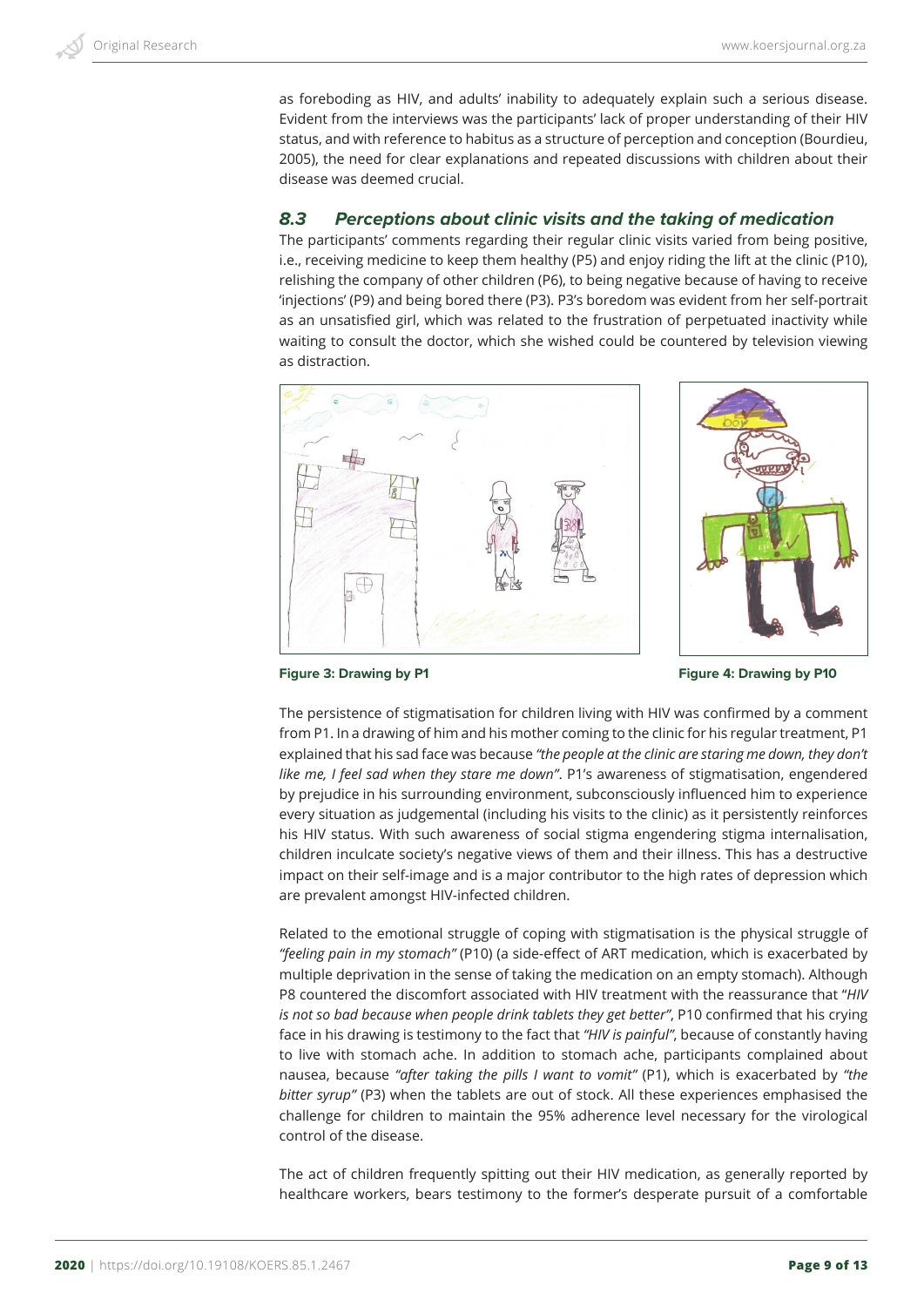as foreboding as HIV, and adults' inability to adequately explain such a serious disease. Evident from the interviews was the participants' lack of proper understanding of their HIV status, and with reference to habitus as a structure of perception and conception (Bourdieu, 2005), the need for clear explanations and repeated discussions with children about their disease was deemed crucial.

### 8.3 Perceptions about clinic visits and the taking of medication

The participants' comments regarding their regular clinic visits varied from being positive, i.e., receiving medicine to keep them healthy (P5) and enjoy riding the lift at the clinic (P10), relishing the company of other children (P6), to being negative because of having to receive 'injections' (P9) and being bored there (P3). P3's boredom was evident from her self-portrait as an unsatisfied girl, which was related to the frustration of perpetuated inactivity while waiting to consult the doctor, which she wished could be countered by television viewing as distraction.

**Figure 3: Drawing by P1**

**Figure 4: Drawing by P10**

The persistence of stigmatisation for children living with HIV was confirmed by a comment from P1. In a drawing of him and his mother coming to the clinic for his regular treatment, P1 explained that his sad face was because *"the people at the clinic are staring me down, they don't like me, I feel sad when they stare me down"*. P1's awareness of stigmatisation, engendered by prejudice in his surrounding environment, subconsciously influenced him to experience every situation as judgemental (including his visits to the clinic) as it persistently reinforces his HIV status. With such awareness of social stigma engendering stigma internalisation, children inculcate society's negative views of them and their illness. This has a destructive impact on their self-image and is a major contributor to the high rates of depression which are prevalent amongst HIV-infected children.

Related to the emotional struggle of coping with stigmatisation is the physical struggle of *"feeling pain in my stomach"* (P10) (a side-effect of ART medication, which is exacerbated by multiple deprivation in the sense of taking the medication on an empty stomach). Although P8 countered the discomfort associated with HIV treatment with the reassurance that "*HIV is not so bad because when people drink tablets they get better*", P10 confirmed that his crying face in his drawing is testimony to the fact that *"HIV is painful"*, because of constantly having to live with stomach ache. In addition to stomach ache, participants complained about nausea, because *"after taking the pills I want to vomit"* (P1), which is exacerbated by *"the bitter syrup"* (P3) when the tablets are out of stock. All these experiences emphasised the challenge for children to maintain the 95% adherence level necessary for the virological control of the disease.

The act of children frequently spitting out their HIV medication, as generally reported by healthcare workers, bears testimony to the former's desperate pursuit of a comfortable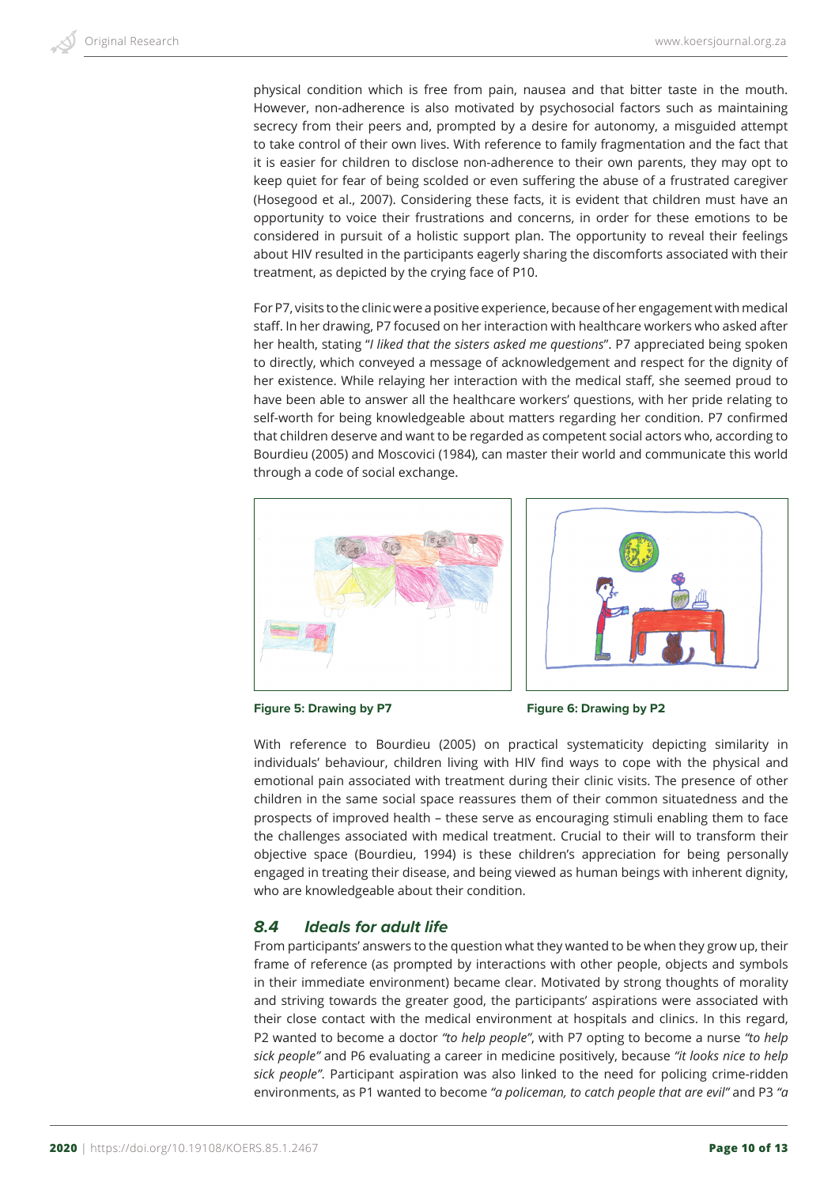physical condition which is free from pain, nausea and that bitter taste in the mouth. However, non-adherence is also motivated by psychosocial factors such as maintaining secrecy from their peers and, prompted by a desire for autonomy, a misguided attempt to take control of their own lives. With reference to family fragmentation and the fact that it is easier for children to disclose non-adherence to their own parents, they may opt to keep quiet for fear of being scolded or even suffering the abuse of a frustrated caregiver (Hosegood et al., 2007). Considering these facts, it is evident that children must have an opportunity to voice their frustrations and concerns, in order for these emotions to be considered in pursuit of a holistic support plan. The opportunity to reveal their feelings about HIV resulted in the participants eagerly sharing the discomforts associated with their treatment, as depicted by the crying face of P10.

For P7, visits to the clinic were a positive experience, because of her engagement with medical staff. In her drawing, P7 focused on her interaction with healthcare workers who asked after her health, stating "*I liked that the sisters asked me questions*". P7 appreciated being spoken to directly, which conveyed a message of acknowledgement and respect for the dignity of her existence. While relaying her interaction with the medical staff, she seemed proud to have been able to answer all the healthcare workers' questions, with her pride relating to self-worth for being knowledgeable about matters regarding her condition. P7 confirmed that children deserve and want to be regarded as competent social actors who, according to Bourdieu (2005) and Moscovici (1984), can master their world and communicate this world through a code of social exchange.

**Figure 5: Drawing by P7**

**Figure 6: Drawing by P2**

With reference to Bourdieu (2005) on practical systematicity depicting similarity in individuals' behaviour, children living with HIV find ways to cope with the physical and emotional pain associated with treatment during their clinic visits. The presence of other children in the same social space reassures them of their common situatedness and the prospects of improved health – these serve as encouraging stimuli enabling them to face the challenges associated with medical treatment. Crucial to their will to transform their objective space (Bourdieu, 1994) is these children's appreciation for being personally engaged in treating their disease, and being viewed as human beings with inherent dignity, who are knowledgeable about their condition.

### *8.4 Ideals for adult life*

From participants' answers to the question what they wanted to be when they grow up, their frame of reference (as prompted by interactions with other people, objects and symbols in their immediate environment) became clear. Motivated by strong thoughts of morality and striving towards the greater good, the participants' aspirations were associated with their close contact with the medical environment at hospitals and clinics. In this regard, P2 wanted to become a doctor *"to help people"*, with P7 opting to become a nurse *"to help sick people"* and P6 evaluating a career in medicine positively, because *"it looks nice to help sick people"*. Participant aspiration was also linked to the need for policing crime-ridden environments, as P1 wanted to become *"a policeman, to catch people that are evil"* and P3 *"a*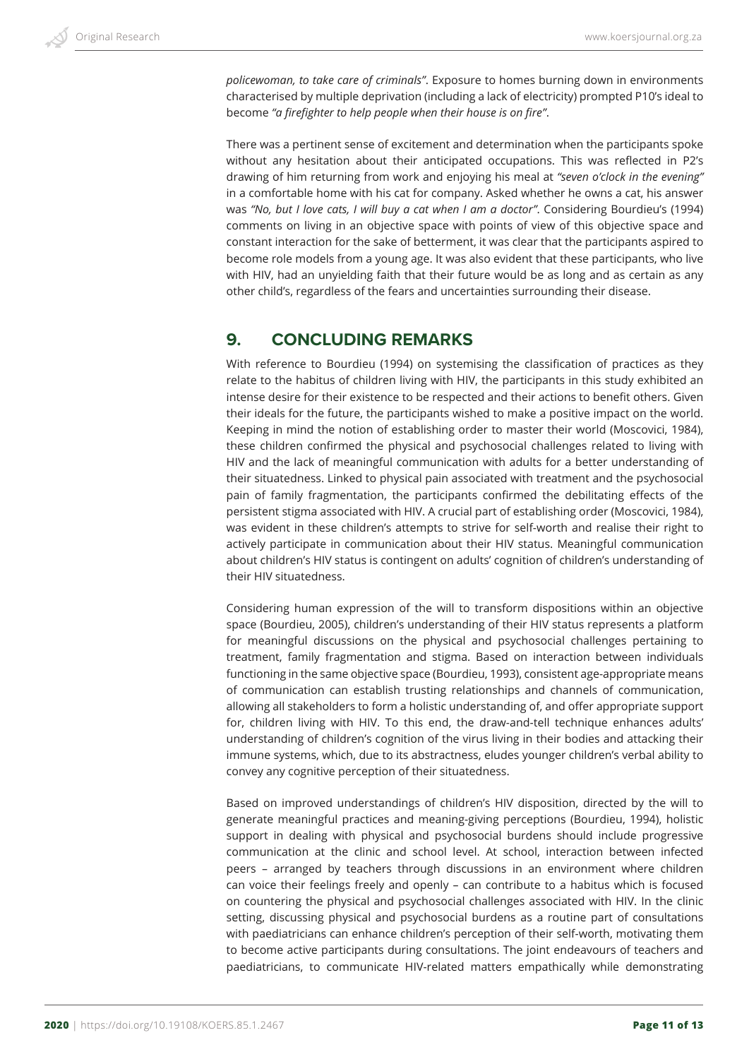*policewoman, to take care of criminals"*. Exposure to homes burning down in environments characterised by multiple deprivation (including a lack of electricity) prompted P10's ideal to become *"a firefighter to help people when their house is on fire"*.

There was a pertinent sense of excitement and determination when the participants spoke without any hesitation about their anticipated occupations. This was reflected in P2's drawing of him returning from work and enjoying his meal at *"seven o'clock in the evening"* in a comfortable home with his cat for company. Asked whether he owns a cat, his answer was *"No, but I love cats, I will buy a cat when I am a doctor"*. Considering Bourdieu's (1994) comments on living in an objective space with points of view of this objective space and constant interaction for the sake of betterment, it was clear that the participants aspired to become role models from a young age. It was also evident that these participants, who live with HIV, had an unyielding faith that their future would be as long and as certain as any other child's, regardless of the fears and uncertainties surrounding their disease.

## 9. CONCLUDING REMARKS

With reference to Bourdieu (1994) on systemising the classification of practices as they relate to the habitus of children living with HIV, the participants in this study exhibited an intense desire for their existence to be respected and their actions to benefit others. Given their ideals for the future, the participants wished to make a positive impact on the world. Keeping in mind the notion of establishing order to master their world (Moscovici, 1984), these children confirmed the physical and psychosocial challenges related to living with HIV and the lack of meaningful communication with adults for a better understanding of their situatedness. Linked to physical pain associated with treatment and the psychosocial pain of family fragmentation, the participants confirmed the debilitating effects of the persistent stigma associated with HIV. A crucial part of establishing order (Moscovici, 1984), was evident in these children's attempts to strive for self-worth and realise their right to actively participate in communication about their HIV status. Meaningful communication about children's HIV status is contingent on adults' cognition of children's understanding of their HIV situatedness.

Considering human expression of the will to transform dispositions within an objective space (Bourdieu, 2005), children's understanding of their HIV status represents a platform for meaningful discussions on the physical and psychosocial challenges pertaining to treatment, family fragmentation and stigma. Based on interaction between individuals functioning in the same objective space (Bourdieu, 1993), consistent age-appropriate means of communication can establish trusting relationships and channels of communication, allowing all stakeholders to form a holistic understanding of, and offer appropriate support for, children living with HIV. To this end, the draw-and-tell technique enhances adults' understanding of children's cognition of the virus living in their bodies and attacking their immune systems, which, due to its abstractness, eludes younger children's verbal ability to convey any cognitive perception of their situatedness.

Based on improved understandings of children's HIV disposition, directed by the will to generate meaningful practices and meaning-giving perceptions (Bourdieu, 1994), holistic support in dealing with physical and psychosocial burdens should include progressive communication at the clinic and school level. At school, interaction between infected peers – arranged by teachers through discussions in an environment where children can voice their feelings freely and openly – can contribute to a habitus which is focused on countering the physical and psychosocial challenges associated with HIV. In the clinic setting, discussing physical and psychosocial burdens as a routine part of consultations with paediatricians can enhance children's perception of their self-worth, motivating them to become active participants during consultations. The joint endeavours of teachers and paediatricians, to communicate HIV-related matters empathically while demonstrating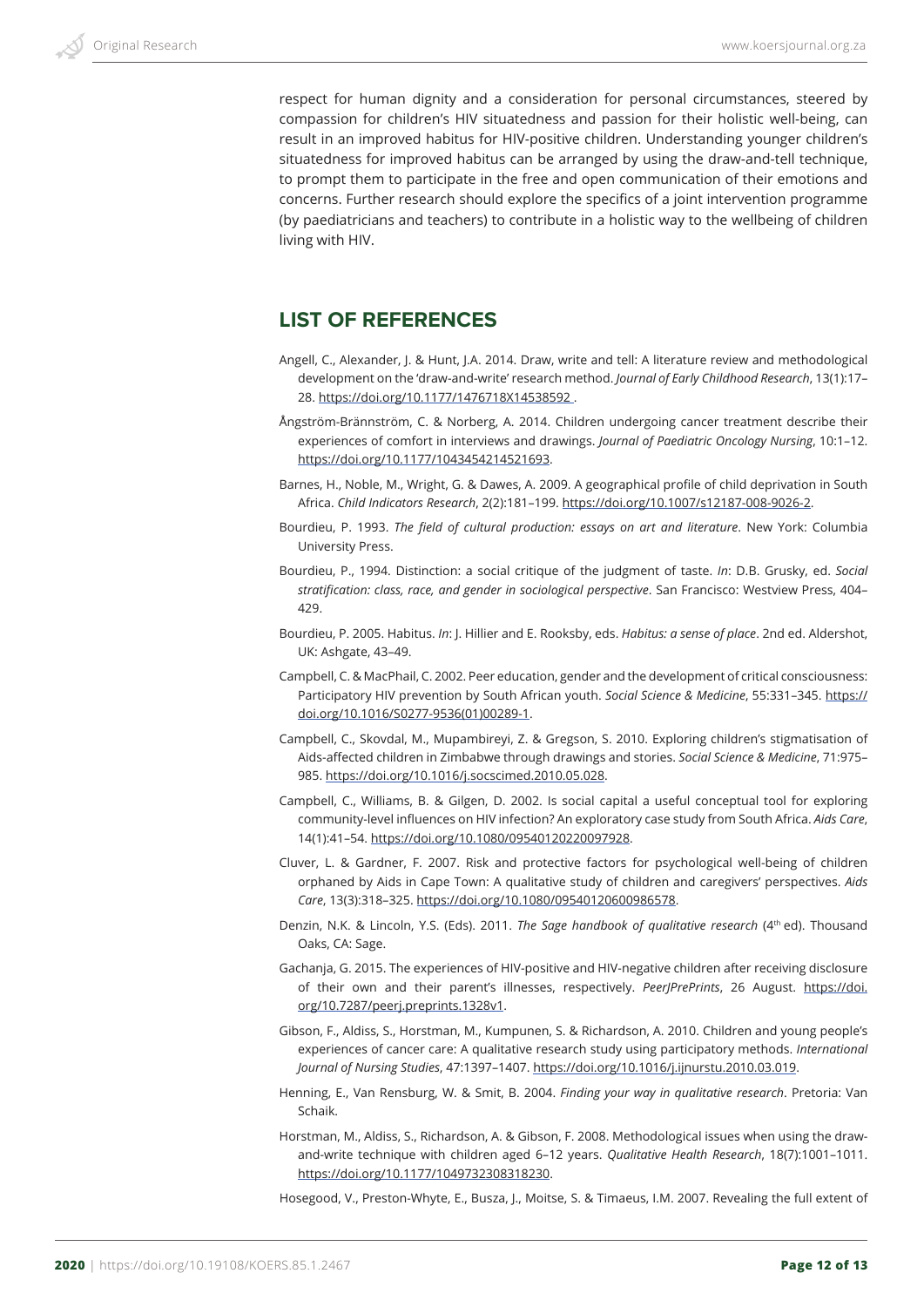respect for human dignity and a consideration for personal circumstances, steered by compassion for children's HIV situatedness and passion for their holistic well-being, can result in an improved habitus for HIV-positive children. Understanding younger children's situatedness for improved habitus can be arranged by using the draw-and-tell technique, to prompt them to participate in the free and open communication of their emotions and concerns. Further research should explore the specifics of a joint intervention programme (by paediatricians and teachers) to contribute in a holistic way to the wellbeing of children living with HIV.

## LIST OF REFERENCES

Angell, C., Alexander, J. & Hunt, J.A. 2014. Draw, write and tell: A literature review and methodological development on the 'draw-and-write' research method. *Journal of Early Childhood Research*, 13(1):17–28. https://doi.org/10.1177/1476718X14538592 .

Ångström-Brännström, C. & Norberg, A. 2014. Children undergoing cancer treatment describe their experiences of comfort in interviews and drawings. *Journal of Paediatric Oncology Nursing*, 10:1–12. https://doi.org/10.1177/1043454214521693.

Barnes, H., Noble, M., Wright, G. & Dawes, A. 2009. A geographical profile of child deprivation in South Africa. *Child Indicators Research*, 2(2):181–199. https://doi.org/10.1007/s12187-008-9026-2.

Bourdieu, P. 1993. *The field of cultural production: essays on art and literature*. New York: Columbia University Press.

Bourdieu, P., 1994. Distinction: a social critique of the judgment of taste. *In*: D.B. Grusky, ed. *Social stratification: class, race, and gender in sociological perspective*. San Francisco: Westview Press, 404–429.

Bourdieu, P. 2005. Habitus. *In*: J. Hillier and E. Rooksby, eds. *Habitus: a sense of place*. 2nd ed. Aldershot, UK: Ashgate, 43–49.

Campbell, C. & MacPhail, C. 2002. Peer education, gender and the development of critical consciousness: Participatory HIV prevention by South African youth. *Social Science & Medicine*, 55:331–345. https://doi.org/10.1016/S0277-9536(01)00289-1.

Campbell, C., Skovdal, M., Mupambireyi, Z. & Gregson, S. 2010. Exploring children's stigmatisation of Aids-affected children in Zimbabwe through drawings and stories. *Social Science & Medicine*, 71:975–985. https://doi.org/10.1016/j.socscimed.2010.05.028.

Campbell, C., Williams, B. & Gilgen, D. 2002. Is social capital a useful conceptual tool for exploring community-level influences on HIV infection? An exploratory case study from South Africa. *Aids Care*, 14(1):41–54. https://doi.org/10.1080/09540120220097928.

Cluver, L. & Gardner, F. 2007. Risk and protective factors for psychological well-being of children orphaned by Aids in Cape Town: A qualitative study of children and caregivers' perspectives. *Aids Care*, 13(3):318–325. https://doi.org/10.1080/09540120600986578.

Denzin, N.K. & Lincoln, Y.S. (Eds). 2011. *The Sage handbook of qualitative research* (4th ed). Thousand Oaks, CA: Sage.

Gachanja, G. 2015. The experiences of HIV-positive and HIV-negative children after receiving disclosure of their own and their parent's illnesses, respectively. *PeerJPrePrints*, 26 August. https://doi.org/10.7287/peerj.preprints.1328v1.

Gibson, F., Aldiss, S., Horstman, M., Kumpunen, S. & Richardson, A. 2010. Children and young people's experiences of cancer care: A qualitative research study using participatory methods. *International Journal of Nursing Studies*, 47:1397–1407. https://doi.org/10.1016/j.ijnurstu.2010.03.019.

Henning, E., Van Rensburg, W. & Smit, B. 2004. *Finding your way in qualitative research*. Pretoria: Van Schaik.

Horstman, M., Aldiss, S., Richardson, A. & Gibson, F. 2008. Methodological issues when using the draw-and-write technique with children aged 6–12 years. *Qualitative Health Research*, 18(7):1001–1011. https://doi.org/10.1177/1049732308318230.

Hosegood, V., Preston-Whyte, E., Busza, J., Moitse, S. & Timaeus, I.M. 2007. Revealing the full extent of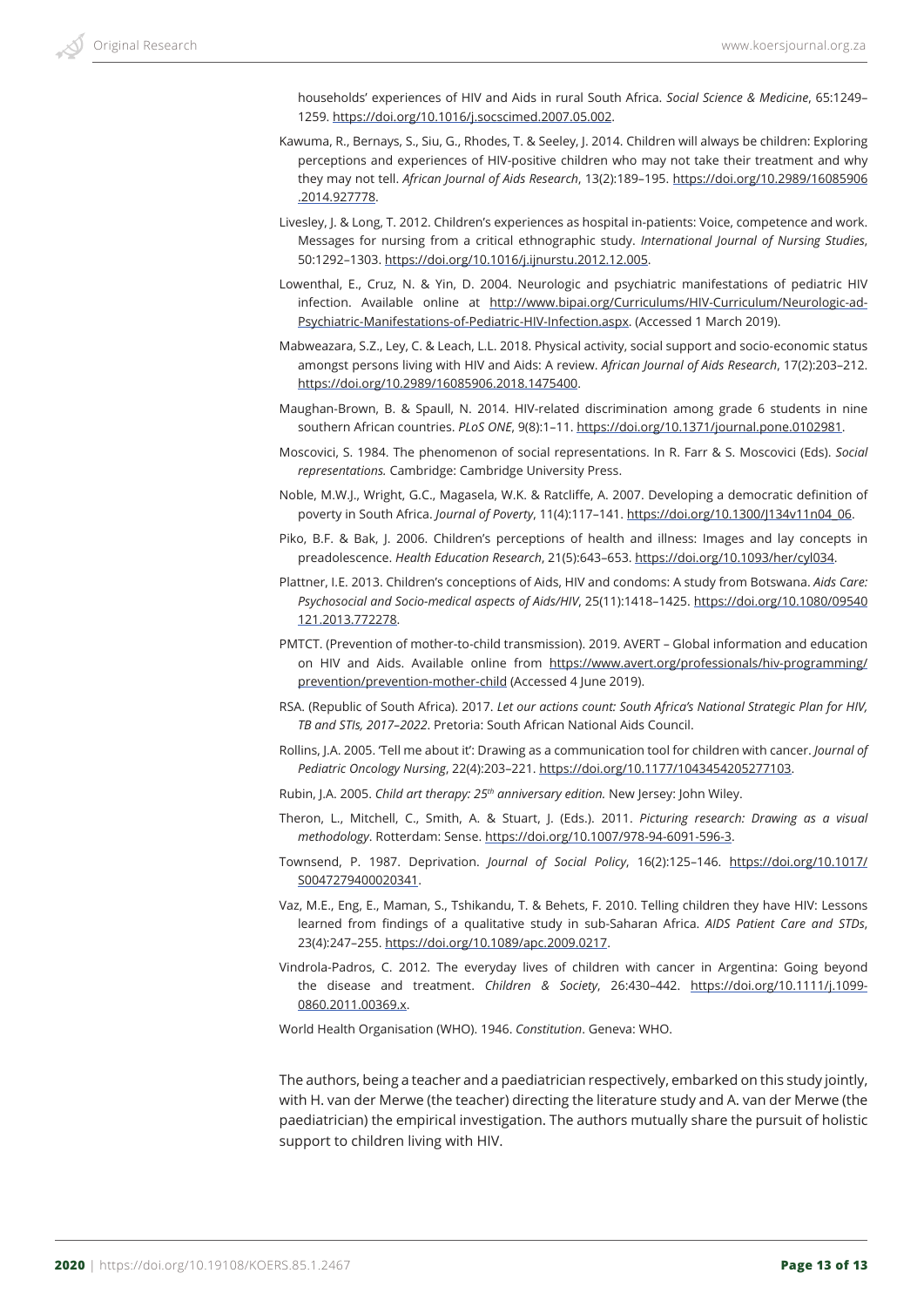households' experiences of HIV and Aids in rural South Africa. *Social Science & Medicine*, 65:1249–1259. https://doi.org/10.1016/j.socscimed.2007.05.002.

Kawuma, R., Bernays, S., Siu, G., Rhodes, T. & Seeley, J. 2014. Children will always be children: Exploring perceptions and experiences of HIV-positive children who may not take their treatment and why they may not tell. *African Journal of Aids Research*, 13(2):189–195. https://doi.org/10.2989/16085906.2014.927778.

Livesley, J. & Long, T. 2012. Children's experiences as hospital in-patients: Voice, competence and work. Messages for nursing from a critical ethnographic study. *International Journal of Nursing Studies*, 50:1292–1303. https://doi.org/10.1016/j.ijnurstu.2012.12.005.

Lowenthal, E., Cruz, N. & Yin, D. 2004. Neurologic and psychiatric manifestations of pediatric HIV infection. Available online at http://www.bipai.org/Curriculums/HIV-Curriculum/Neurologic-ad-Psychiatric-Manifestations-of-Pediatric-HIV-Infection.aspx. (Accessed 1 March 2019).

Mabweazara, S.Z., Ley, C. & Leach, L.L. 2018. Physical activity, social support and socio-economic status amongst persons living with HIV and Aids: A review. *African Journal of Aids Research*, 17(2):203–212. https://doi.org/10.2989/16085906.2018.1475400.

Maughan-Brown, B. & Spaull, N. 2014. HIV-related discrimination among grade 6 students in nine southern African countries. *PLoS ONE*, 9(8):1–11. https://doi.org/10.1371/journal.pone.0102981.

Moscovici, S. 1984. The phenomenon of social representations. In R. Farr & S. Moscovici (Eds). *Social representations.* Cambridge: Cambridge University Press.

Noble, M.W.J., Wright, G.C., Magasela, W.K. & Ratcliffe, A. 2007. Developing a democratic definition of poverty in South Africa. *Journal of Poverty*, 11(4):117–141. https://doi.org/10.1300/J134v11n04_06.

Piko, B.F. & Bak, J. 2006. Children's perceptions of health and illness: Images and lay concepts in preadolescence. *Health Education Research*, 21(5):643–653. https://doi.org/10.1093/her/cyl034.

Plattner, I.E. 2013. Children's conceptions of Aids, HIV and condoms: A study from Botswana. *Aids Care: Psychosocial and Socio-medical aspects of Aids/HIV*, 25(11):1418–1425. https://doi.org/10.1080/09540121.2013.772278.

PMTCT. (Prevention of mother-to-child transmission). 2019. AVERT – Global information and education on HIV and Aids. Available online from https://www.avert.org/professionals/hiv-programming/prevention/prevention-mother-child (Accessed 4 June 2019).

RSA. (Republic of South Africa). 2017. *Let our actions count: South Africa's National Strategic Plan for HIV, TB and STIs, 2017–2022*. Pretoria: South African National Aids Council.

Rollins, J.A. 2005. 'Tell me about it': Drawing as a communication tool for children with cancer. *Journal of Pediatric Oncology Nursing*, 22(4):203–221. https://doi.org/10.1177/1043454205277103.

Rubin, J.A. 2005. *Child art therapy: 25th anniversary edition.* New Jersey: John Wiley.

Theron, L., Mitchell, C., Smith, A. & Stuart, J. (Eds.). 2011. *Picturing research: Drawing as a visual methodology*. Rotterdam: Sense. https://doi.org/10.1007/978-94-6091-596-3.

Townsend, P. 1987. Deprivation. *Journal of Social Policy*, 16(2):125–146. https://doi.org/10.1017/S0047279400020341.

Vaz, M.E., Eng, E., Maman, S., Tshikandu, T. & Behets, F. 2010. Telling children they have HIV: Lessons learned from findings of a qualitative study in sub-Saharan Africa. *AIDS Patient Care and STDs*, 23(4):247–255. https://doi.org/10.1089/apc.2009.0217.

Vindrola-Padros, C. 2012. The everyday lives of children with cancer in Argentina: Going beyond the disease and treatment. *Children & Society*, 26:430–442. https://doi.org/10.1111/j.1099-0860.2011.00369.x.

World Health Organisation (WHO). 1946. *Constitution*. Geneva: WHO.

The authors, being a teacher and a paediatrician respectively, embarked on this study jointly, with H. van der Merwe (the teacher) directing the literature study and A. van der Merwe (the paediatrician) the empirical investigation. The authors mutually share the pursuit of holistic support to children living with HIV.